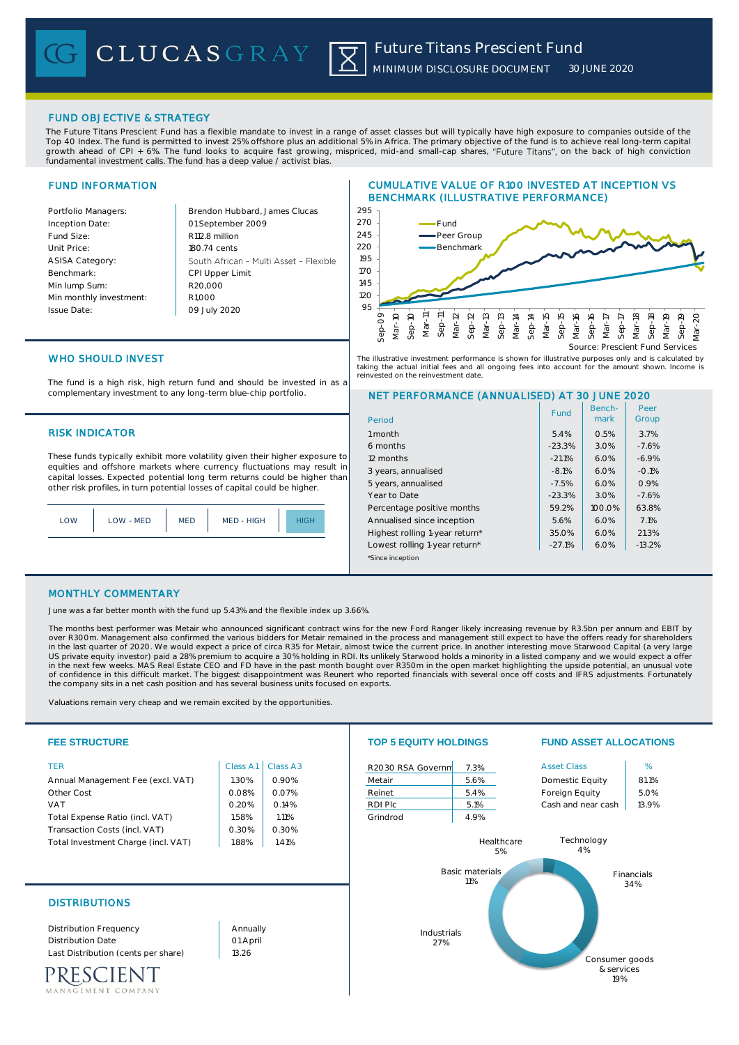# Future Titans Prescient Fund

MINIMUM DISCLOSURE DOCUMENT 30 JUNE 2020

## FUND OBJECTIVE & STRATEGY

The Future Titans Prescient Fund has a flexible mandate to invest in a range of asset classes but will typically have high exposure to companies outside of the Top 40 Index. The fund is permitted to invest 25% offshore plus an additional 5% in Africa. The primary objective of the fund is to achieve real long-term capital growth ahead of CPI + 6%. The fund looks to acquire fast growing, mispriced, mid-and small-cap shares, "Future Titans", on the back of high conviction fundamental investment calls. The fund has a deep value / activist bias.

## FUND INFORMATION

| | |
|---|---|
| Portfolio Managers: | Brendon Hubbard, James Clucas |
| Inception Date: | 01 September 2009 |
| Fund Size: | R112.8 million |
| Unit Price: | 180.74 cents |
| ASISA Category: | South African – Multi Asset – Flexible |
| Benchmark: | CPI Upper Limit |
| Min lump Sum: | R20,000 |
| Min monthly investment: | R1,000 |
| Issue Date: | 09 July 2020 |

## CUMULATIVE VALUE OF R100 INVESTED AT INCEPTION VS BENCHMARK (ILLUSTRATIVE PERFORMANCE)

Source: Prescient Fund Services

The illustrative investment performance is shown for illustrative purposes only and is calculated by taking the actual initial fees and all ongoing fees into account for the amount shown. Income is reinvested on the reinvestment date.

## WHO SHOULD INVEST

The fund is a high risk, high return fund and should be invested in as a complementary investment to any long-term blue-chip portfolio.

## RISK INDICATOR

These funds typically exhibit more volatility given their higher exposure to equities and offshore markets where currency fluctuations may result in capital losses. Expected potential long term returns could be higher than other risk profiles, in turn potential losses of capital could be higher.

| LOW | LOW - MED | MED | MED - HIGH | **HIGH** |
|---|---|---|---|---|

## NET PERFORMANCE (ANNUALISED) AT 30 JUNE 2020

| Period | Fund | Bench-mark | Peer Group |
|---|---|---|---|
| 1 month | 5.4% | 0.5% | 3.7% |
| 6 months | -23.3% | 3.0% | -7.6% |
| 12 months | -21.1% | 6.0% | -6.9% |
| 3 years, annualised | -8.1% | 6.0% | -0.1% |
| 5 years, annualised | -7.5% | 6.0% | 0.9% |
| Year to Date | -23.3% | 3.0% | -7.6% |
| Percentage positive months | 59.2% | 100.0% | 63.8% |
| Annualised since inception | 5.6% | 6.0% | 7.1% |
| Highest rolling 1-year return* | 35.0% | 6.0% | 21.3% |
| Lowest rolling 1-year return* | -27.1% | 6.0% | -13.2% |

*Since inception

## MONTHLY COMMENTARY

June was a far better month with the fund up 5.43% and the flexible index up 3.66%.

The months best performer was Metair who announced significant contract wins for the new Ford Ranger likely increasing revenue by R3.5bn per annum and EBIT by over R300m. Management also confirmed the various bidders for Metair remained in the process and management still expect to have the offers ready for shareholders in the last quarter of 2020. We would expect a price of circa R35 for Metair, almost twice the current price. In another interesting move Starwood Capital (a very large US private equity investor) paid a 28% premium to acquire a 30% holding in RDI. Its unlikely Starwood holds a minority in a listed company and we would expect a offer in the next few weeks. MAS Real Estate CEO and FD have in the past month bought over R350m in the open market highlighting the upside potential, an unusual vote of confidence in this difficult market. The biggest disappointment was Reunert who reported financials with several once off costs and IFRS adjustments. Fortunately the company sits in a net cash position and has several business units focused on exports.

Valuations remain very cheap and we remain excited by the opportunities.

## FEE STRUCTURE

| TER | Class A1 | Class A3 |
|---|---|---|
| Annual Management Fee (excl. VAT) | 1.30% | 0.90% |
| Other Cost | 0.08% | 0.07% |
| VAT | 0.20% | 0.14% |
| Total Expense Ratio (incl. VAT) | 1.58% | 1.11% |
| Transaction Costs (incl. VAT) | 0.30% | 0.30% |
| Total Investment Charge (incl. VAT) | 1.88% | 1.41% |

## TOP 5 EQUITY HOLDINGS

| | |
|---|---|
| R2030 RSA Governm | 7.3% |
| Metair | 5.6% |
| Reinet | 5.4% |
| RDI Plc | 5.1% |
| Grindrod | 4.9% |

## FUND ASSET ALLOCATIONS

| Asset Class | % |
|---|---|
| Domestic Equity | 81.1% |
| Foreign Equity | 5.0% |
| Cash and near cash | 13.9% |

| Sector | % |
|---|---|
| Financials | 34% |
| Industrials | 27% |
| Consumer goods & services | 19% |
| Basic materials | 11% |
| Healthcare | 5% |
| Technology | 4% |

## DISTRIBUTIONS

| | |
|---|---|
| Distribution Frequency | Annually |
| Distribution Date | 01 April |
| Last Distribution (cents per share) | 13.26 |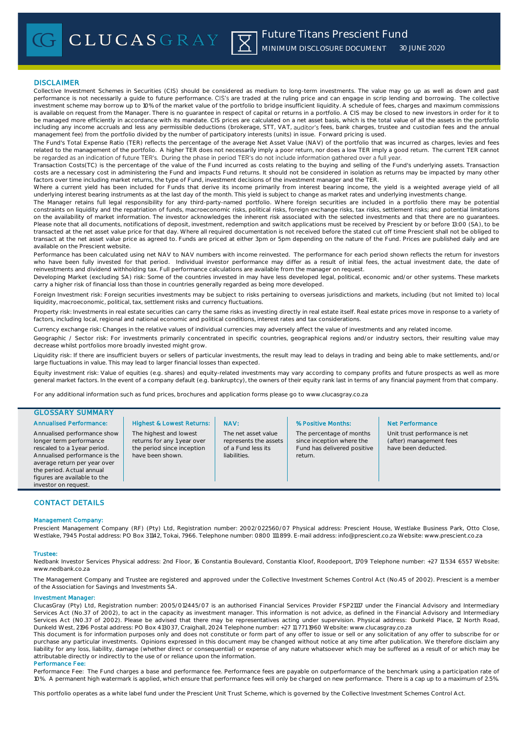CLUCASGRAY

# Future Titans Prescient Fund

MINIMUM DISCLOSURE DOCUMENT 30 JUNE 2020

## DISCLAIMER

Collective Investment Schemes in Securities (CIS) should be considered as medium to long-term investments. The value may go up as well as down and past performance is not necessarily a guide to future performance. CIS's are traded at the ruling price and can engage in scrip lending and borrowing. The collective investment scheme may borrow up to 10% of the market value of the portfolio to bridge insufficient liquidity. A schedule of fees, charges and maximum commissions is available on request from the Manager. There is no guarantee in respect of capital or returns in a portfolio. A CIS may be closed to new investors in order for it to be managed more efficiently in accordance with its mandate. CIS prices are calculated on a net asset basis, which is the total value of all the assets in the portfolio including any income accruals and less any permissible deductions (brokerage, STT, VAT, auditor's fees, bank charges, trustee and custodian fees and the annual management fee) from the portfolio divided by the number of participatory interests (units) in issue. Forward pricing is used.

The Fund's Total Expense Ratio (TER) reflects the percentage of the average Net Asset Value (NAV) of the portfolio that was incurred as charges, levies and fees related to the management of the portfolio. A higher TER does not necessarily imply a poor return, nor does a low TER imply a good return. The current TER cannot be regarded as an indication of future TER's. During the phase in period TER's do not include information gathered over a full year.

Transaction Costs(TC) is the percentage of the value of the Fund incurred as costs relating to the buying and selling of the Fund's underlying assets. Transaction costs are a necessary cost in administering the Fund and impacts Fund returns. It should not be considered in isolation as returns may be impacted by many other factors over time including market returns, the type of Fund, investment decisions of the investment manager and the TER.

Where a current yield has been included for Funds that derive its income primarily from interest bearing income, the yield is a weighted average yield of all underlying interest bearing instruments as at the last day of the month. This yield is subject to change as market rates and underlying investments change.

The Manager retains full legal responsibility for any third-party-named portfolio. Where foreign securities are included in a portfolio there may be potential constraints on liquidity and the repatriation of funds, macroeconomic risks, political risks, foreign exchange risks, tax risks, settlement risks; and potential limitations on the availability of market information. The investor acknowledges the inherent risk associated with the selected investments and that there are no guarantees. Please note that all documents, notifications of deposit, investment, redemption and switch applications must be received by Prescient by or before 13:00 (SA), to be transacted at the net asset value price for that day. Where all required documentation is not received before the stated cut off time Prescient shall not be obliged to transact at the net asset value price as agreed to. Funds are priced at either 3pm or 5pm depending on the nature of the Fund. Prices are published daily and are available on the Prescient website.

Performance has been calculated using net NAV to NAV numbers with income reinvested. The performance for each period shown reflects the return for investors who have been fully invested for that period. Individual investor performance may differ as a result of initial fees, the actual investment date, the date of reinvestments and dividend withholding tax. Full performance calculations are available from the manager on request.

Developing Market (excluding SA) risk: Some of the countries invested in may have less developed legal, political, economic and/or other systems. These markets carry a higher risk of financial loss than those in countries generally regarded as being more developed.

Foreign Investment risk: Foreign securities investments may be subject to risks pertaining to overseas jurisdictions and markets, including (but not limited to) local liquidity, macroeconomic, political, tax, settlement risks and currency fluctuations.

Property risk: Investments in real estate securities can carry the same risks as investing directly in real estate itself. Real estate prices move in response to a variety of factors, including local, regional and national economic and political conditions, interest rates and tax considerations.

Currency exchange risk: Changes in the relative values of individual currencies may adversely affect the value of investments and any related income.

Geographic / Sector risk: For investments primarily concentrated in specific countries, geographical regions and/or industry sectors, their resulting value may decrease whilst portfolios more broadly invested might grow.

Liquidity risk: If there are insufficient buyers or sellers of particular investments, the result may lead to delays in trading and being able to make settlements, and/or large fluctuations in value. This may lead to larger financial losses than expected.

Equity investment risk: Value of equities (e.g. shares) and equity-related investments may vary according to company profits and future prospects as well as more general market factors. In the event of a company default (e.g. bankruptcy), the owners of their equity rank last in terms of any financial payment from that company.

For any additional information such as fund prices, brochures and application forms please go to www.clucasgray.co.za

## GLOSSARY SUMMARY

**Annualised Performance:** Annualised performance show longer term performance rescaled to a 1 year period. Annualised performance is the average return per year over the period. Actual annual figures are available to the investor on request.

**Highest & Lowest Returns:** The highest and lowest returns for any 1 year over the period since inception have been shown.

**NAV:** The net asset value represents the assets of a Fund less its liabilities.

**% Positive Months:** The percentage of months since inception where the Fund has delivered positive return.

**Net Performance:** Unit trust performance is net (after) management fees have been deducted.

## CONTACT DETAILS

### Management Company:

Prescient Management Company (RF) (Pty) Ltd, Registration number: 2002/022560/07 Physical address: Prescient House, Westlake Business Park, Otto Close, Westlake, 7945 Postal address: PO Box 31142, Tokai, 7966. Telephone number: 0800 111 899. E-mail address: info@prescient.co.za Website: www.prescient.co.za

### Trustee:

Nedbank Investor Services Physical address: 2nd Floor, 16 Constantia Boulevard, Constantia Kloof, Roodepoort, 1709 Telephone number: +27 11 534 6557 Website: www.nedbank.co.za

The Management Company and Trustee are registered and approved under the Collective Investment Schemes Control Act (No.45 of 2002). Prescient is a member of the Association for Savings and Investments SA.

### Investment Manager:

ClucasGray (Pty) Ltd, Registration number: 2005/012445/07 is an authorised Financial Services Provider FSP21117 under the Financial Advisory and Intermediary Services Act (No.37 of 2002), to act in the capacity as investment manager. This information is not advice, as defined in the Financial Advisory and Intermediary Services Act (N0.37 of 2002). Please be advised that there may be representatives acting under supervision. Physical address: Dunkeld Place, 12 North Road, Dunkeld West, 2196 Postal address: PO Box 413037, Craighall, 2024 Telephone number: +27 11 771 1960 Website: www.clucasgray.co.za

This document is for information purposes only and does not constitute or form part of any offer to issue or sell or any solicitation of any offer to subscribe for or purchase any particular investments. Opinions expressed in this document may be changed without notice at any time after publication. We therefore disclaim any liability for any loss, liability, damage (whether direct or consequential) or expense of any nature whatsoever which may be suffered as a result of or which may be attributable directly or indirectly to the use of or reliance upon the information.

### Performance Fee:

Performance Fee: The Fund charges a base and performance fee. Performance fees are payable on outperformance of the benchmark using a participation rate of 10%. A permanent high watermark is applied, which ensure that performance fees will only be charged on new performance. There is a cap up to a maximum of 2.5%.

This portfolio operates as a white label fund under the Prescient Unit Trust Scheme, which is governed by the Collective Investment Schemes Control Act.